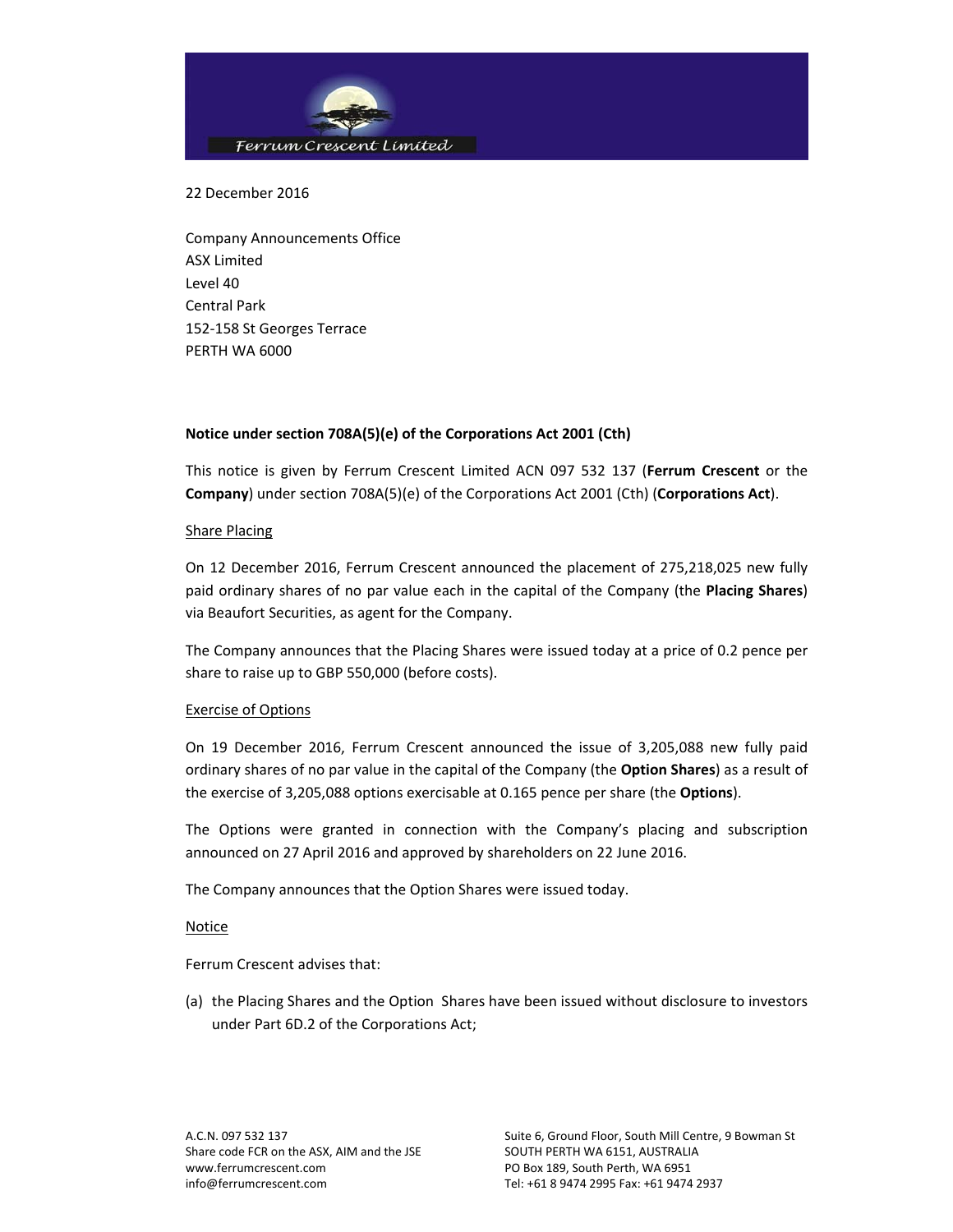Ferrum Crescent Limited

22 December 2016

Company Announcements Office
ASX Limited
Level 40
Central Park
152-158 St Georges Terrace
PERTH WA 6000

**Notice under section 708A(5)(e) of the Corporations Act 2001 (Cth)**

This notice is given by Ferrum Crescent Limited ACN 097 532 137 (**Ferrum Crescent** or the **Company**) under section 708A(5)(e) of the Corporations Act 2001 (Cth) (**Corporations Act**).

Share Placing

On 12 December 2016, Ferrum Crescent announced the placement of 275,218,025 new fully paid ordinary shares of no par value each in the capital of the Company (the **Placing Shares**) via Beaufort Securities, as agent for the Company.

The Company announces that the Placing Shares were issued today at a price of 0.2 pence per share to raise up to GBP 550,000 (before costs).

Exercise of Options

On 19 December 2016, Ferrum Crescent announced the issue of 3,205,088 new fully paid ordinary shares of no par value in the capital of the Company (the **Option Shares**) as a result of the exercise of 3,205,088 options exercisable at 0.165 pence per share (the **Options**).

The Options were granted in connection with the Company's placing and subscription announced on 27 April 2016 and approved by shareholders on 22 June 2016.

The Company announces that the Option Shares were issued today.

Notice

Ferrum Crescent advises that:

(a) the Placing Shares and the Option Shares have been issued without disclosure to investors under Part 6D.2 of the Corporations Act;

A.C.N. 097 532 137
Share code FCR on the ASX, AIM and the JSE
www.ferrumcrescent.com
info@ferrumcrescent.com

Suite 6, Ground Floor, South Mill Centre, 9 Bowman St
SOUTH PERTH WA 6151, AUSTRALIA
PO Box 189, South Perth, WA 6951
Tel: +61 8 9474 2995 Fax: +61 9474 2937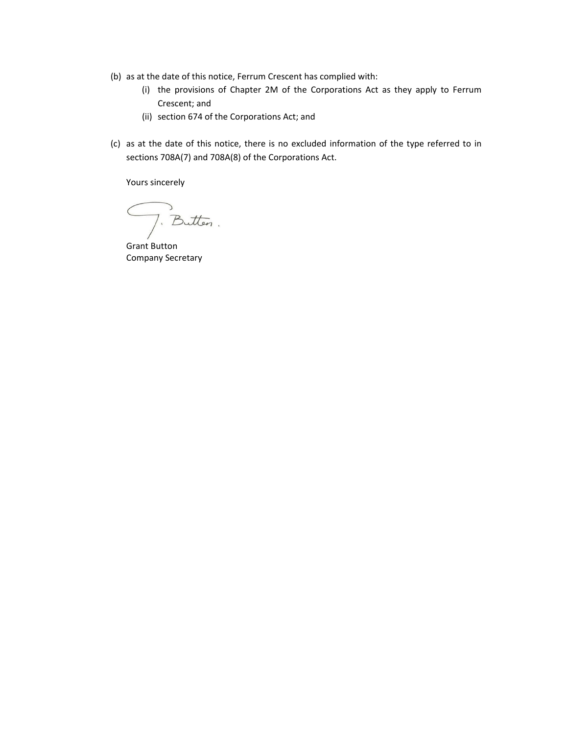(b) as at the date of this notice, Ferrum Crescent has complied with:

   (i) the provisions of Chapter 2M of the Corporations Act as they apply to Ferrum Crescent; and

   (ii) section 674 of the Corporations Act; and

(c) as at the date of this notice, there is no excluded information of the type referred to in sections 708A(7) and 708A(8) of the Corporations Act.

Yours sincerely

Grant Button
Company Secretary